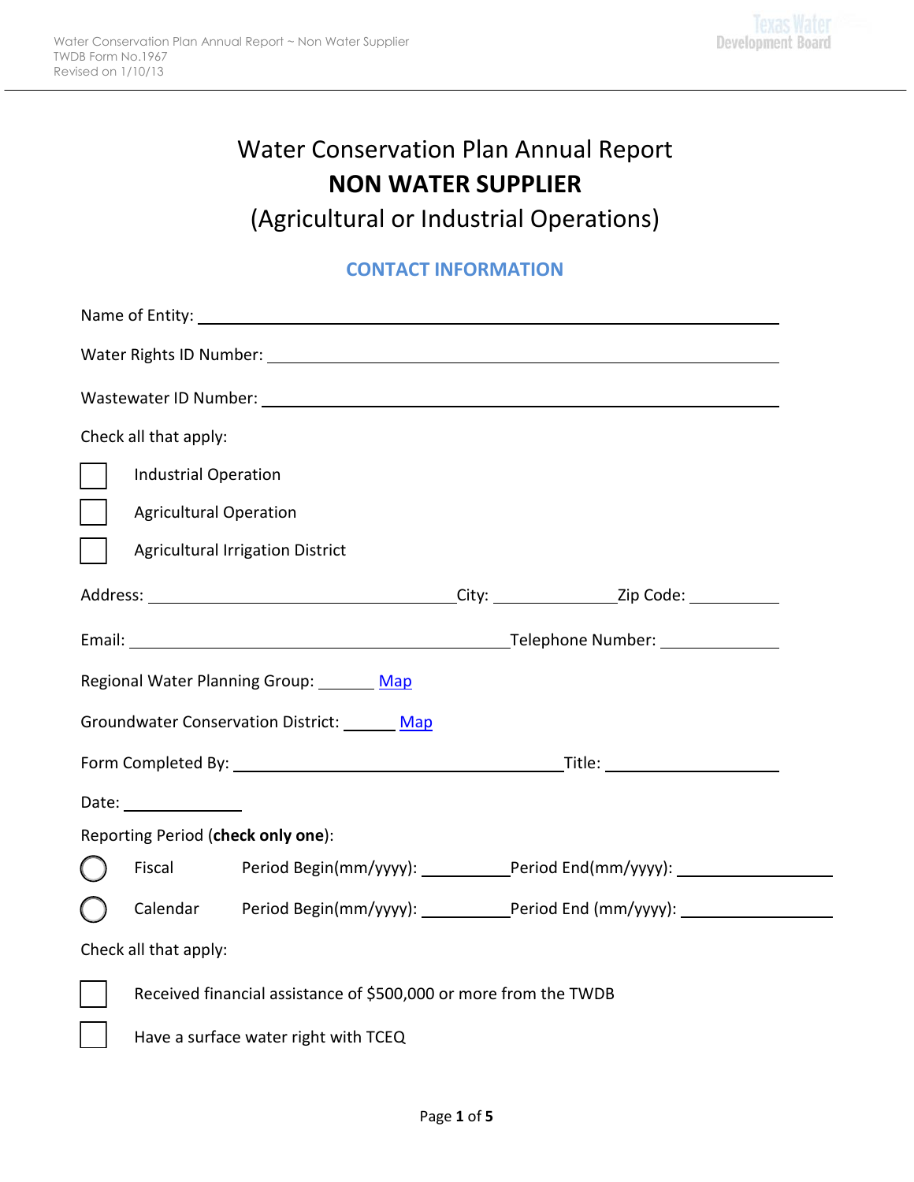# Water Conservation Plan Annual Report

# NON WATER SUPPLIER

# (Agricultural or Industrial Operations)

## CONTACT INFORMATION

Name of Entity: ____________________

Water Rights ID Number: ____________________

Wastewater ID Number: ____________________

Check all that apply:

- [ ] Industrial Operation
- [ ] Agricultural Operation
- [ ] Agricultural Irrigation District

Address: ____________________ City: ____________ Zip Code: __________

Email: ____________________ Telephone Number: ____________

Regional Water Planning Group: ______ Map

Groundwater Conservation District: ______ Map

Form Completed By: ____________________ Title: ____________

Date: ____________

Reporting Period (**check only one**):

- ◯ Fiscal Period Begin(mm/yyyy): __________ Period End(mm/yyyy): __________
- ◯ Calendar Period Begin(mm/yyyy): __________ Period End (mm/yyyy): __________

Check all that apply:

- [ ] Received financial assistance of $500,000 or more from the TWDB
- [ ] Have a surface water right with TCEQ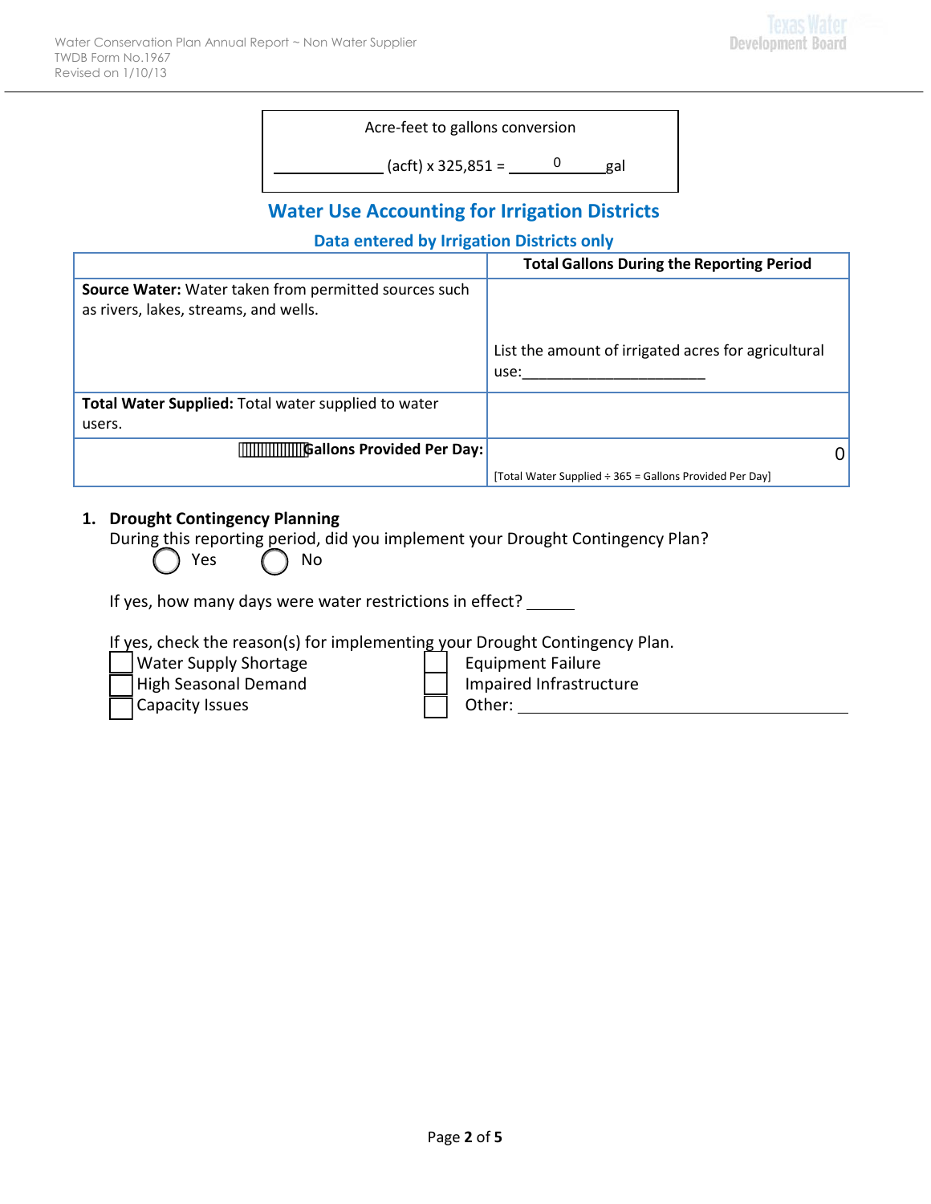Acre-feet to gallons conversion

_____________ (acft) x 325,851 = ______0______ gal

## Water Use Accounting for Irrigation Districts

### Data entered by Irrigation Districts only

| | Total Gallons During the Reporting Period |
|---|---|
| **Source Water:** Water taken from permitted sources such as rivers, lakes, streams, and wells. | List the amount of irrigated acres for agricultural use:______________________ |
| **Total Water Supplied:** Total water supplied to water users. | |
| **Gallons Provided Per Day:** | 0<br>[Total Water Supplied ÷ 365 = Gallons Provided Per Day] |

1. **Drought Contingency Planning**

   During this reporting period, did you implement your Drought Contingency Plan?

   ◯ Yes ◯ No

   If yes, how many days were water restrictions in effect? ______

   If yes, check the reason(s) for implementing your Drought Contingency Plan.

   - ☐ Water Supply Shortage
   - ☐ High Seasonal Demand
   - ☐ Capacity Issues
   - ☐ Equipment Failure
   - ☐ Impaired Infrastructure
   - ☐ Other: ______________________________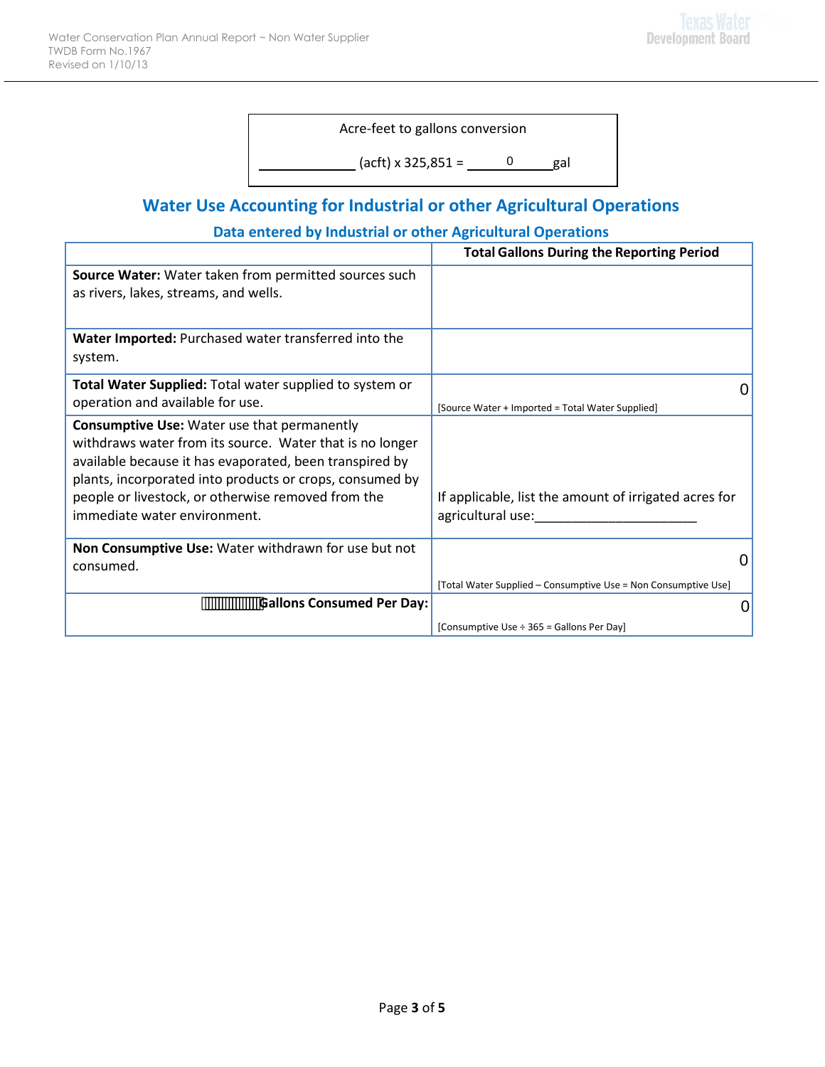Acre-feet to gallons conversion

_____________ (acft) x 325,851 = ____0____ gal

## Water Use Accounting for Industrial or other Agricultural Operations

### Data entered by Industrial or other Agricultural Operations

| | Total Gallons During the Reporting Period |
|---|---|
| **Source Water:** Water taken from permitted sources such as rivers, lakes, streams, and wells. | |
| **Water Imported:** Purchased water transferred into the system. | |
| **Total Water Supplied:** Total water supplied to system or operation and available for use. | 0 [Source Water + Imported = Total Water Supplied] |
| **Consumptive Use:** Water use that permanently withdraws water from its source. Water that is no longer available because it has evaporated, been transpired by plants, incorporated into products or crops, consumed by people or livestock, or otherwise removed from the immediate water environment. | If applicable, list the amount of irrigated acres for agricultural use:______________________ |
| **Non Consumptive Use:** Water withdrawn for use but not consumed. | 0 [Total Water Supplied – Consumptive Use = Non Consumptive Use] |
| **Gallons Consumed Per Day:** | 0 [Consumptive Use ÷ 365 = Gallons Per Day] |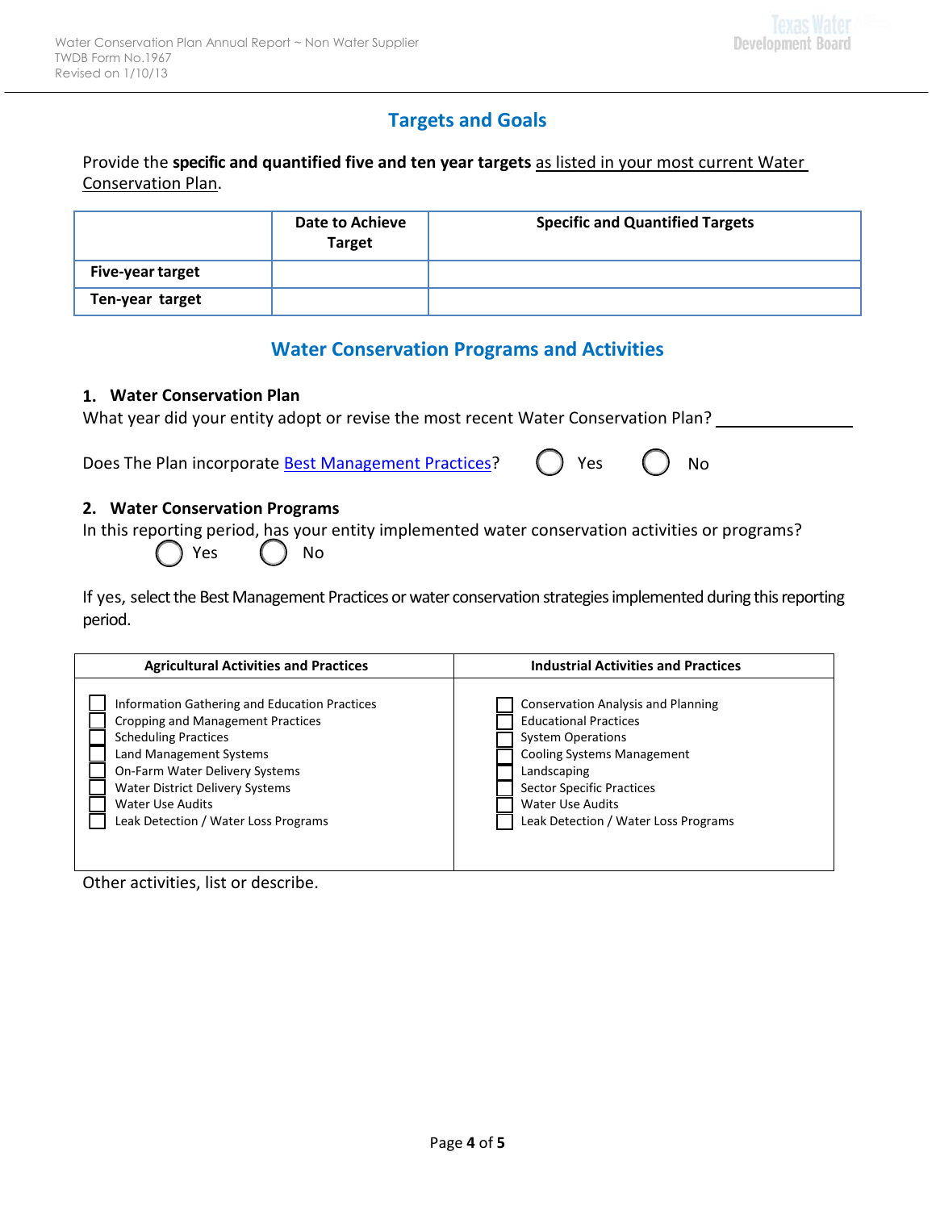## Targets and Goals

Provide the **specific and quantified five and ten year targets** as listed in your most current Water Conservation Plan.

| | Date to Achieve Target | Specific and Quantified Targets |
|---|---|---|
| **Five-year target** | | |
| **Ten-year target** | | |

## Water Conservation Programs and Activities

### 1. Water Conservation Plan

What year did your entity adopt or revise the most recent Water Conservation Plan? ______________

Does The Plan incorporate Best Management Practices? ◯ Yes ◯ No

### 2. Water Conservation Programs

In this reporting period, has your entity implemented water conservation activities or programs?

◯ Yes ◯ No

If yes, select the Best Management Practices or water conservation strategies implemented during this reporting period.

| Agricultural Activities and Practices | Industrial Activities and Practices |
|---|---|
| ☐ Information Gathering and Education Practices | ☐ Conservation Analysis and Planning |
| ☐ Cropping and Management Practices | ☐ Educational Practices |
| ☐ Scheduling Practices | ☐ System Operations |
| ☐ Land Management Systems | ☐ Cooling Systems Management |
| ☐ On-Farm Water Delivery Systems | ☐ Landscaping |
| ☐ Water District Delivery Systems | ☐ Sector Specific Practices |
| ☐ Water Use Audits | ☐ Water Use Audits |
| ☐ Leak Detection / Water Loss Programs | ☐ Leak Detection / Water Loss Programs |

Other activities, list or describe.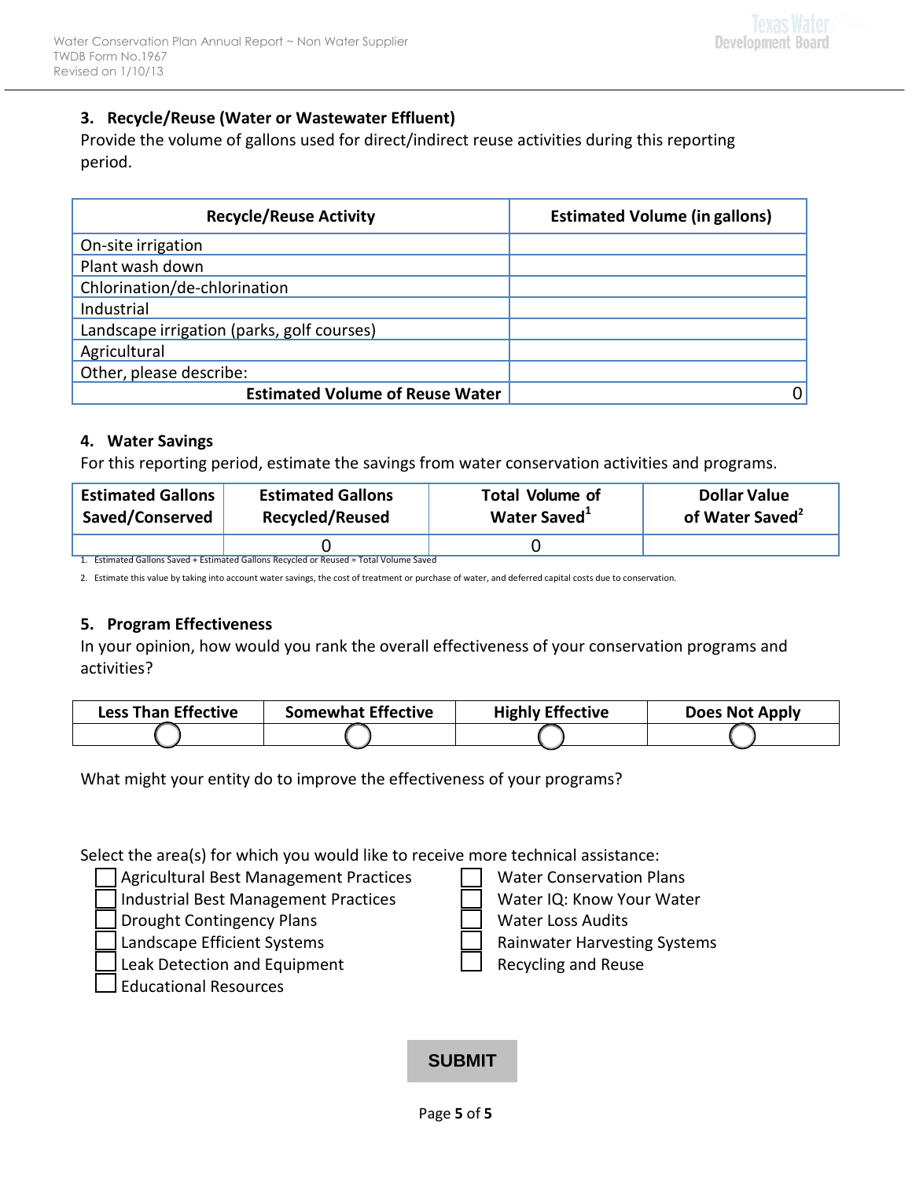### 3. Recycle/Reuse (Water or Wastewater Effluent)

Provide the volume of gallons used for direct/indirect reuse activities during this reporting period.

| Recycle/Reuse Activity | Estimated Volume (in gallons) |
|---|---|
| On-site irrigation | |
| Plant wash down | |
| Chlorination/de-chlorination | |
| Industrial | |
| Landscape irrigation (parks, golf courses) | |
| Agricultural | |
| Other, please describe: | |
| **Estimated Volume of Reuse Water** | 0 |

### 4. Water Savings

For this reporting period, estimate the savings from water conservation activities and programs.

| Estimated Gallons Saved/Conserved | Estimated Gallons Recycled/Reused | Total Volume of Water Saved[1] | Dollar Value of Water Saved[2] |
|---|---|---|---|
| | 0 | 0 | |

1. Estimated Gallons Saved + Estimated Gallons Recycled or Reused = Total Volume Saved
2. Estimate this value by taking into account water savings, the cost of treatment or purchase of water, and deferred capital costs due to conservation.

### 5. Program Effectiveness

In your opinion, how would you rank the overall effectiveness of your conservation programs and activities?

| Less Than Effective | Somewhat Effective | Highly Effective | Does Not Apply |
|---|---|---|---|
| ◯ | ◯ | ◯ | ◯ |

What might your entity do to improve the effectiveness of your programs?

Select the area(s) for which you would like to receive more technical assistance:

- ☐ Agricultural Best Management Practices
- ☐ Industrial Best Management Practices
- ☐ Drought Contingency Plans
- ☐ Landscape Efficient Systems
- ☐ Leak Detection and Equipment
- ☐ Educational Resources
- ☐ Water Conservation Plans
- ☐ Water IQ: Know Your Water
- ☐ Water Loss Audits
- ☐ Rainwater Harvesting Systems
- ☐ Recycling and Reuse

SUBMIT